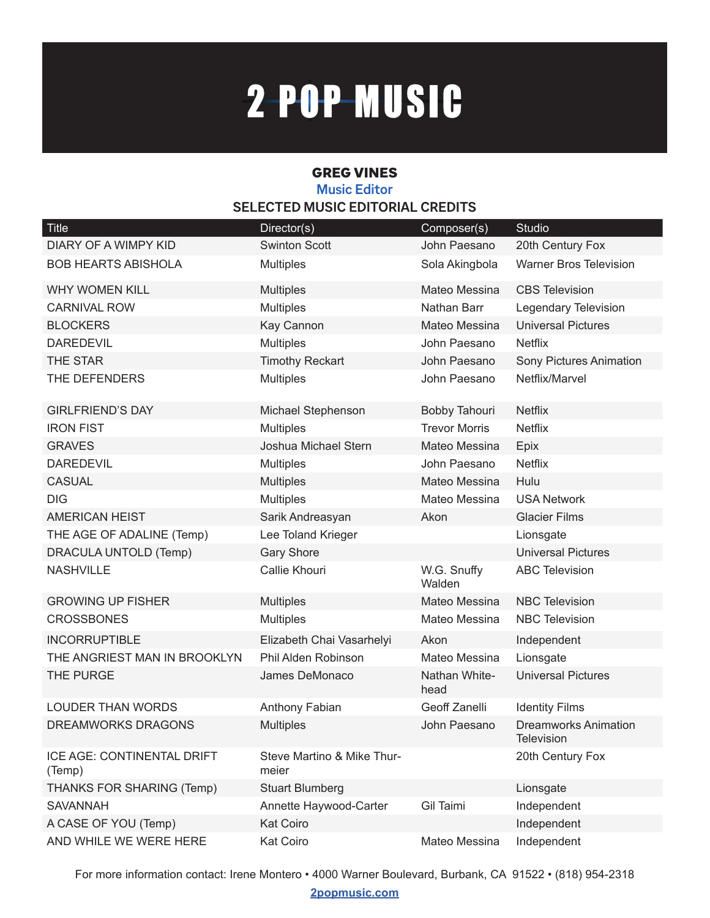# 2 POP MUSIC

## GREG VINES

**Music Editor**

### SELECTED MUSIC EDITORIAL CREDITS

| Title | Director(s) | Composer(s) | Studio |
|---|---|---|---|
| DIARY OF A WIMPY KID | Swinton Scott | John Paesano | 20th Century Fox |
| BOB HEARTS ABISHOLA | Multiples | Sola Akingbola | Warner Bros Television |
| WHY WOMEN KILL | Multiples | Mateo Messina | CBS Television |
| CARNIVAL ROW | Multiples | Nathan Barr | Legendary Television |
| BLOCKERS | Kay Cannon | Mateo Messina | Universal Pictures |
| DAREDEVIL | Multiples | John Paesano | Netflix |
| THE STAR | Timothy Reckart | John Paesano | Sony Pictures Animation |
| THE DEFENDERS | Multiples | John Paesano | Netflix/Marvel |
| GIRLFRIEND'S DAY | Michael Stephenson | Bobby Tahouri | Netflix |
| IRON FIST | Multiples | Trevor Morris | Netflix |
| GRAVES | Joshua Michael Stern | Mateo Messina | Epix |
| DAREDEVIL | Multiples | John Paesano | Netflix |
| CASUAL | Multiples | Mateo Messina | Hulu |
| DIG | Multiples | Mateo Messina | USA Network |
| AMERICAN HEIST | Sarik Andreasyan | Akon | Glacier Films |
| THE AGE OF ADALINE (Temp) | Lee Toland Krieger | | Lionsgate |
| DRACULA UNTOLD (Temp) | Gary Shore | | Universal Pictures |
| NASHVILLE | Callie Khouri | W.G. Snuffy Walden | ABC Television |
| GROWING UP FISHER | Multiples | Mateo Messina | NBC Television |
| CROSSBONES | Multiples | Mateo Messina | NBC Television |
| INCORRUPTIBLE | Elizabeth Chai Vasarhelyi | Akon | Independent |
| THE ANGRIEST MAN IN BROOKLYN | Phil Alden Robinson | Mateo Messina | Lionsgate |
| THE PURGE | James DeMonaco | Nathan Whitehead | Universal Pictures |
| LOUDER THAN WORDS | Anthony Fabian | Geoff Zanelli | Identity Films |
| DREAMWORKS DRAGONS | Multiples | John Paesano | Dreamworks Animation Television |
| ICE AGE: CONTINENTAL DRIFT (Temp) | Steve Martino & Mike Thurmeier | | 20th Century Fox |
| THANKS FOR SHARING (Temp) | Stuart Blumberg | | Lionsgate |
| SAVANNAH | Annette Haywood-Carter | Gil Taimi | Independent |
| A CASE OF YOU (Temp) | Kat Coiro | | Independent |
| AND WHILE WE WERE HERE | Kat Coiro | Mateo Messina | Independent |

For more information contact: Irene Montero • 4000 Warner Boulevard, Burbank, CA 91522 • (818) 954-2318

2popmusic.com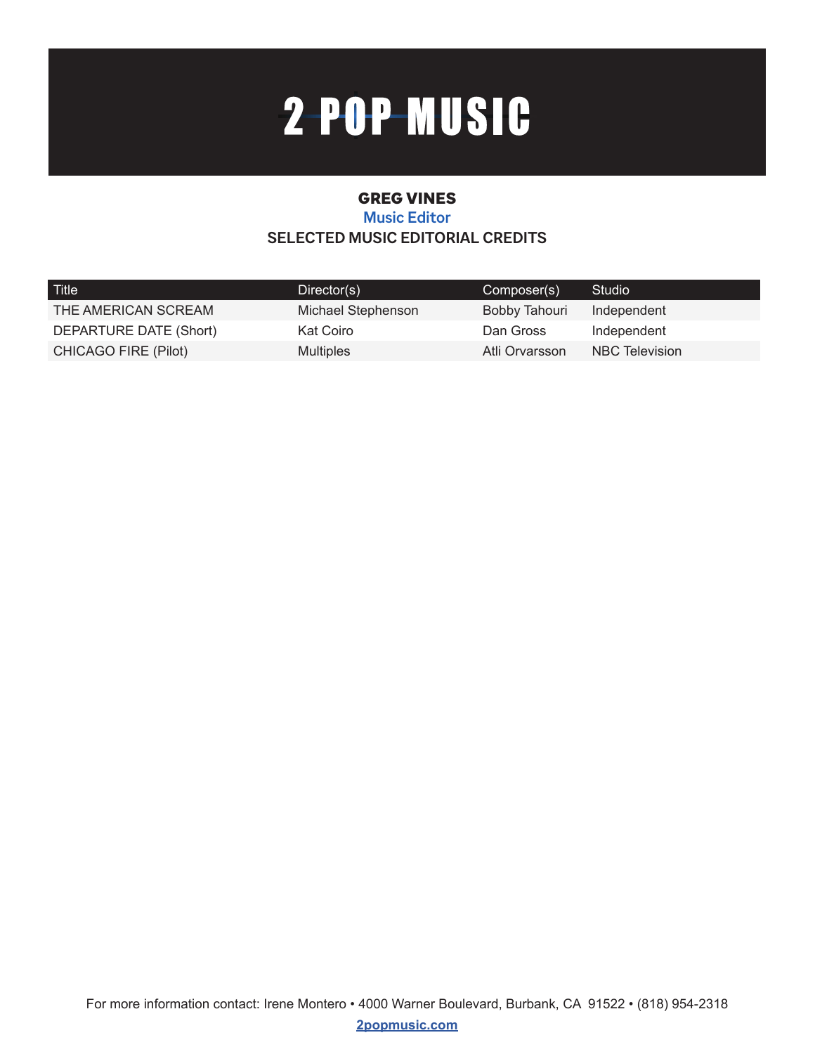# 2 POP MUSIC

## GREG VINES

**Music Editor**

**SELECTED MUSIC EDITORIAL CREDITS**

| Title | Director(s) | Composer(s) | Studio |
|---|---|---|---|
| THE AMERICAN SCREAM | Michael Stephenson | Bobby Tahouri | Independent |
| DEPARTURE DATE (Short) | Kat Coiro | Dan Gross | Independent |
| CHICAGO FIRE (Pilot) | Multiples | Atli Orvarsson | NBC Television |

For more information contact: Irene Montero • 4000 Warner Boulevard, Burbank, CA 91522 • (818) 954-2318

2popmusic.com